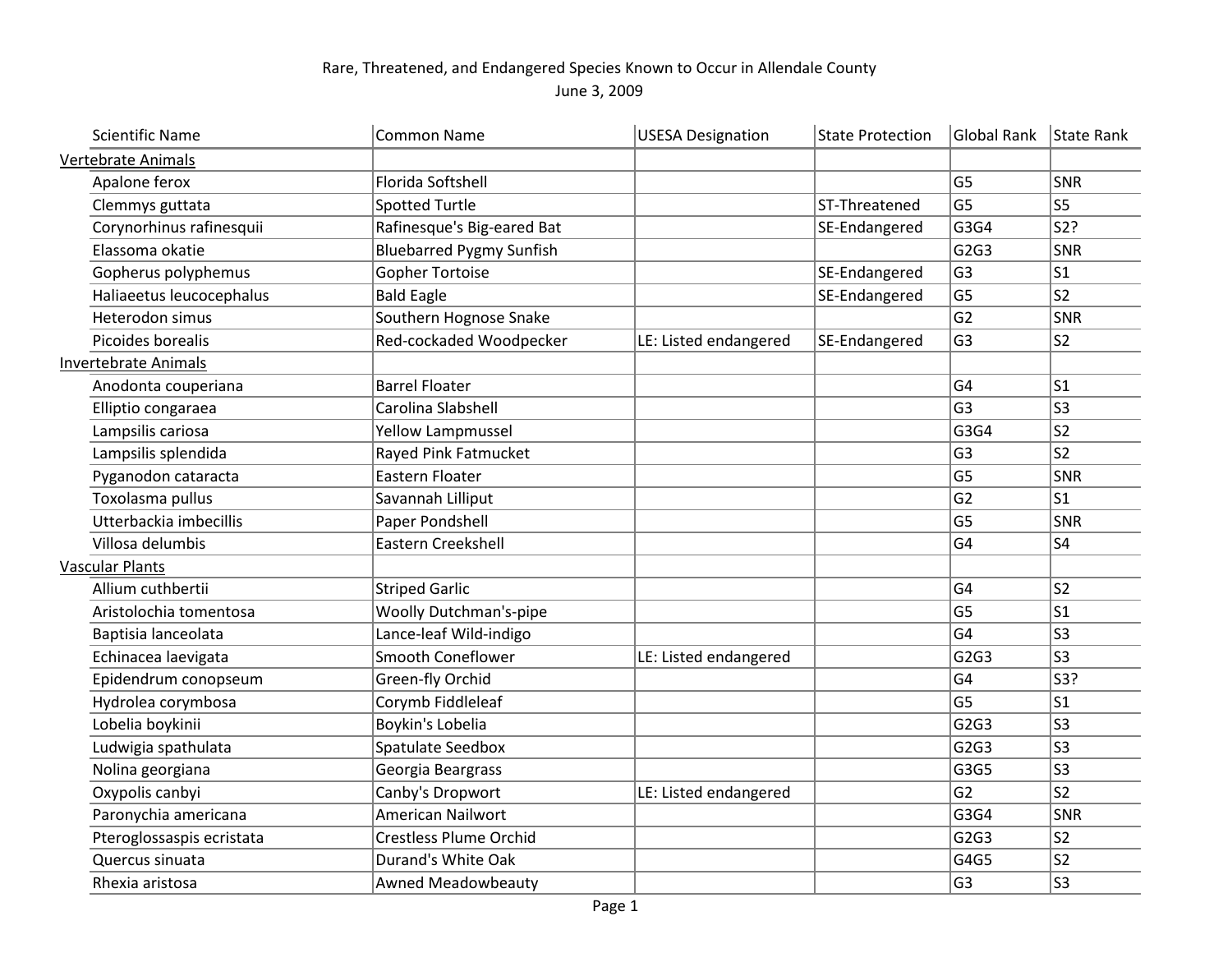# Rare, Threatened, and Endangered Species Known to Occur in Allendale County

June 3, 2009

| Scientific Name | Common Name | USESA Designation | State Protection | Global Rank | State Rank |
|---|---|---|---|---|---|
| Vertebrate Animals | | | | | |
| Apalone ferox | Florida Softshell | | | G5 | SNR |
| Clemmys guttata | Spotted Turtle | | ST-Threatened | G5 | S5 |
| Corynorhinus rafinesquii | Rafinesque's Big-eared Bat | | SE-Endangered | G3G4 | S2? |
| Elassoma okatie | Bluebarred Pygmy Sunfish | | | G2G3 | SNR |
| Gopherus polyphemus | Gopher Tortoise | | SE-Endangered | G3 | S1 |
| Haliaeetus leucocephalus | Bald Eagle | | SE-Endangered | G5 | S2 |
| Heterodon simus | Southern Hognose Snake | | | G2 | SNR |
| Picoides borealis | Red-cockaded Woodpecker | LE: Listed endangered | SE-Endangered | G3 | S2 |
| Invertebrate Animals | | | | | |
| Anodonta couperiana | Barrel Floater | | | G4 | S1 |
| Elliptio congaraea | Carolina Slabshell | | | G3 | S3 |
| Lampsilis cariosa | Yellow Lampmussel | | | G3G4 | S2 |
| Lampsilis splendida | Rayed Pink Fatmucket | | | G3 | S2 |
| Pyganodon cataracta | Eastern Floater | | | G5 | SNR |
| Toxolasma pullus | Savannah Lilliput | | | G2 | S1 |
| Utterbackia imbecillis | Paper Pondshell | | | G5 | SNR |
| Villosa delumbis | Eastern Creekshell | | | G4 | S4 |
| Vascular Plants | | | | | |
| Allium cuthbertii | Striped Garlic | | | G4 | S2 |
| Aristolochia tomentosa | Woolly Dutchman's-pipe | | | G5 | S1 |
| Baptisia lanceolata | Lance-leaf Wild-indigo | | | G4 | S3 |
| Echinacea laevigata | Smooth Coneflower | LE: Listed endangered | | G2G3 | S3 |
| Epidendrum conopseum | Green-fly Orchid | | | G4 | S3? |
| Hydrolea corymbosa | Corymb Fiddleleaf | | | G5 | S1 |
| Lobelia boykinii | Boykin's Lobelia | | | G2G3 | S3 |
| Ludwigia spathulata | Spatulate Seedbox | | | G2G3 | S3 |
| Nolina georgiana | Georgia Beargrass | | | G3G5 | S3 |
| Oxypolis canbyi | Canby's Dropwort | LE: Listed endangered | | G2 | S2 |
| Paronychia americana | American Nailwort | | | G3G4 | SNR |
| Pteroglossaspis ecristata | Crestless Plume Orchid | | | G2G3 | S2 |
| Quercus sinuata | Durand's White Oak | | | G4G5 | S2 |
| Rhexia aristosa | Awned Meadowbeauty | | | G3 | S3 |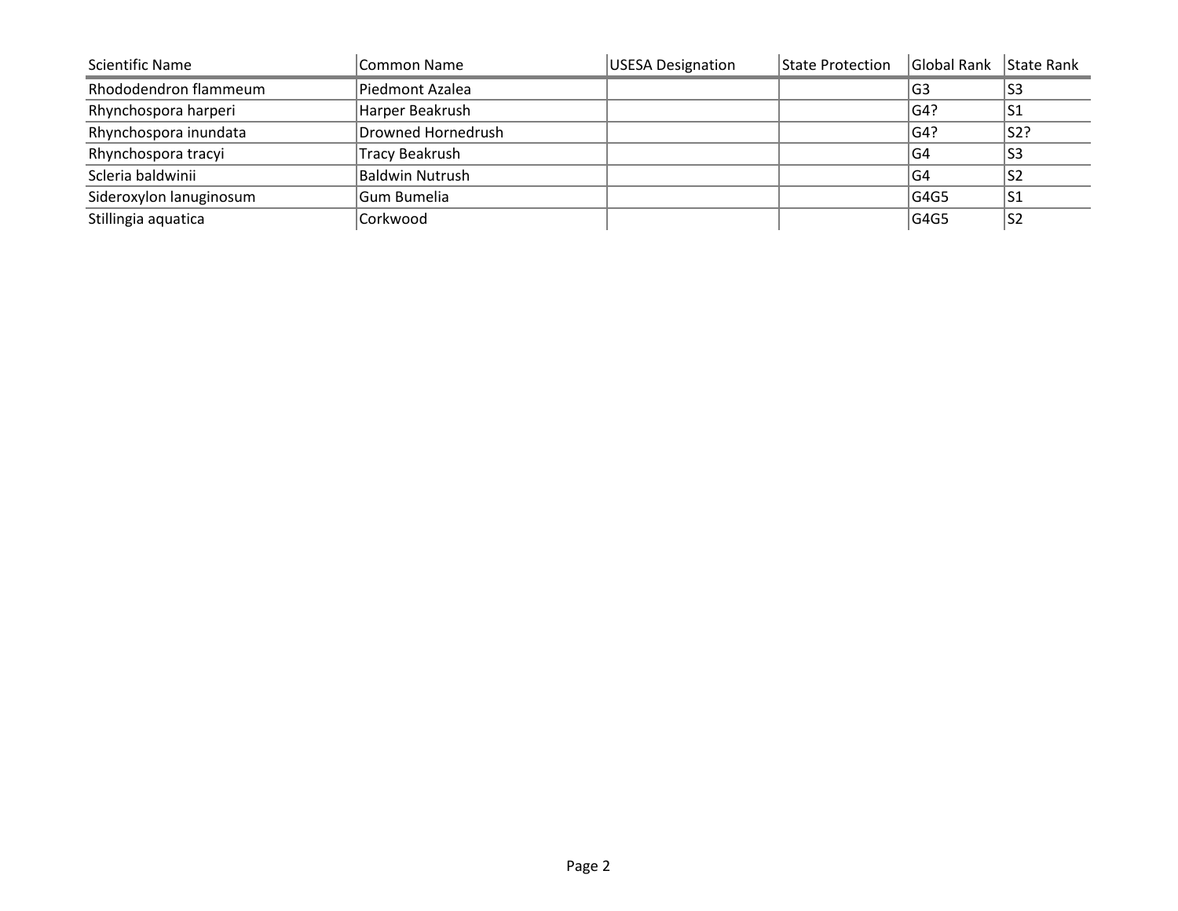| Scientific Name | Common Name | USESA Designation | State Protection | Global Rank | State Rank |
|---|---|---|---|---|---|
| Rhododendron flammeum | Piedmont Azalea | | | G3 | S3 |
| Rhynchospora harperi | Harper Beakrush | | | G4? | S1 |
| Rhynchospora inundata | Drowned Hornedrush | | | G4? | S2? |
| Rhynchospora tracyi | Tracy Beakrush | | | G4 | S3 |
| Scleria baldwinii | Baldwin Nutrush | | | G4 | S2 |
| Sideroxylon lanuginosum | Gum Bumelia | | | G4G5 | S1 |
| Stillingia aquatica | Corkwood | | | G4G5 | S2 |